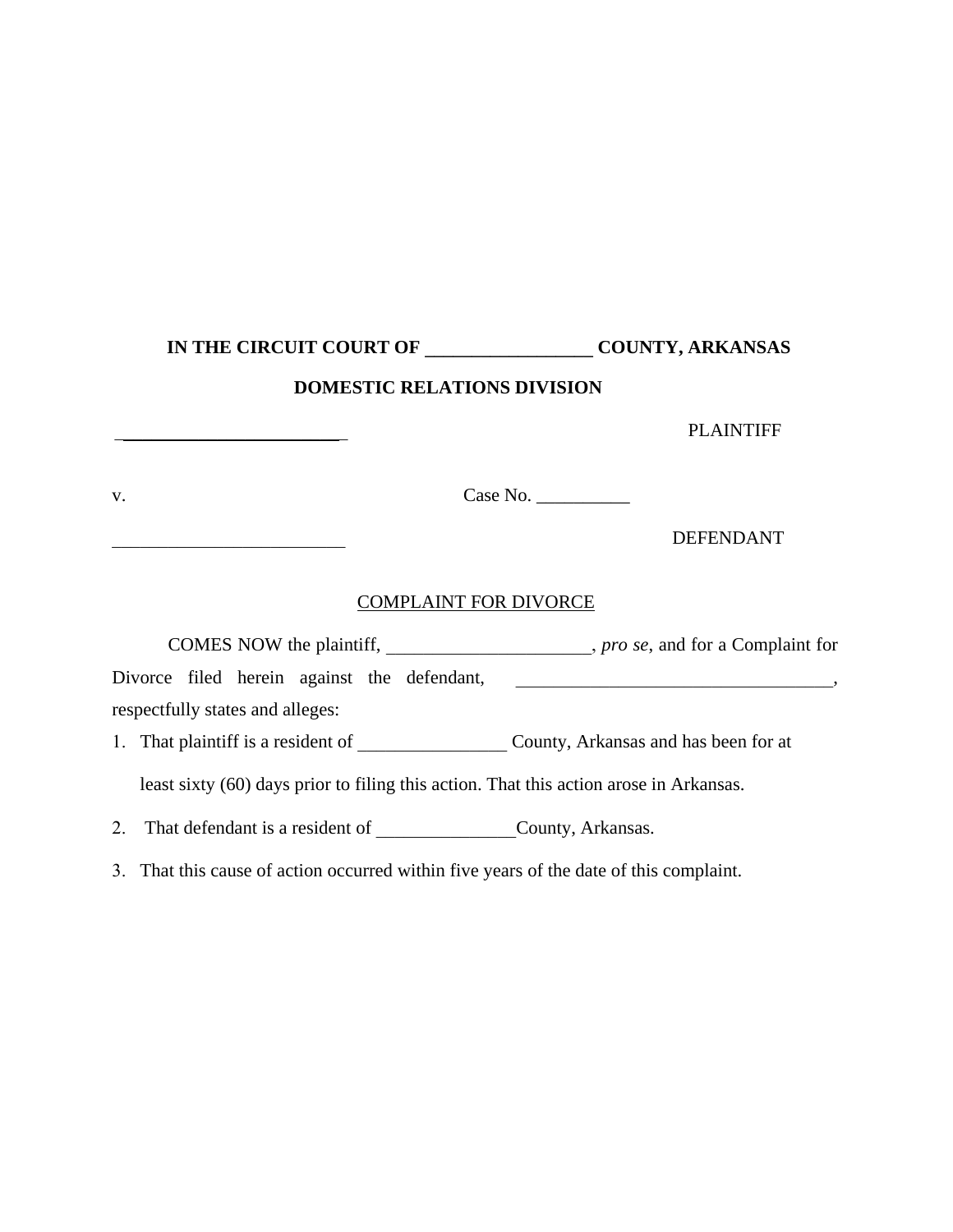**IN THE CIRCUIT COURT OF \_\_\_\_\_\_\_\_\_\_\_\_\_\_\_\_\_ COUNTY, ARKANSAS**

**DOMESTIC RELATIONS DIVISION**

\_\_\_\_\_\_\_\_\_\_\_\_\_\_\_\_\_\_\_\_\_\_\_\_\_ PLAINTIFF

v. Case No. \_\_\_\_\_\_\_\_\_\_

\_\_\_\_\_\_\_\_\_\_\_\_\_\_\_\_\_\_\_\_\_\_\_\_\_ DEFENDANT

COMPLAINT FOR DIVORCE

COMES NOW the plaintiff, \_\_\_\_\_\_\_\_\_\_\_\_\_\_\_\_\_\_\_\_\_\_, *pro se*, and for a Complaint for Divorce filed herein against the defendant, \_\_\_\_\_\_\_\_\_\_\_\_\_\_\_\_\_\_\_\_\_\_\_\_\_\_\_\_\_\_\_\_\_\_\_, respectfully states and alleges:

1. That plaintiff is a resident of \_\_\_\_\_\_\_\_\_\_\_\_\_\_\_\_ County, Arkansas and has been for at least sixty (60) days prior to filing this action. That this action arose in Arkansas.
2. That defendant is a resident of \_\_\_\_\_\_\_\_\_\_\_\_\_\_\_County, Arkansas.
3. That this cause of action occurred within five years of the date of this complaint.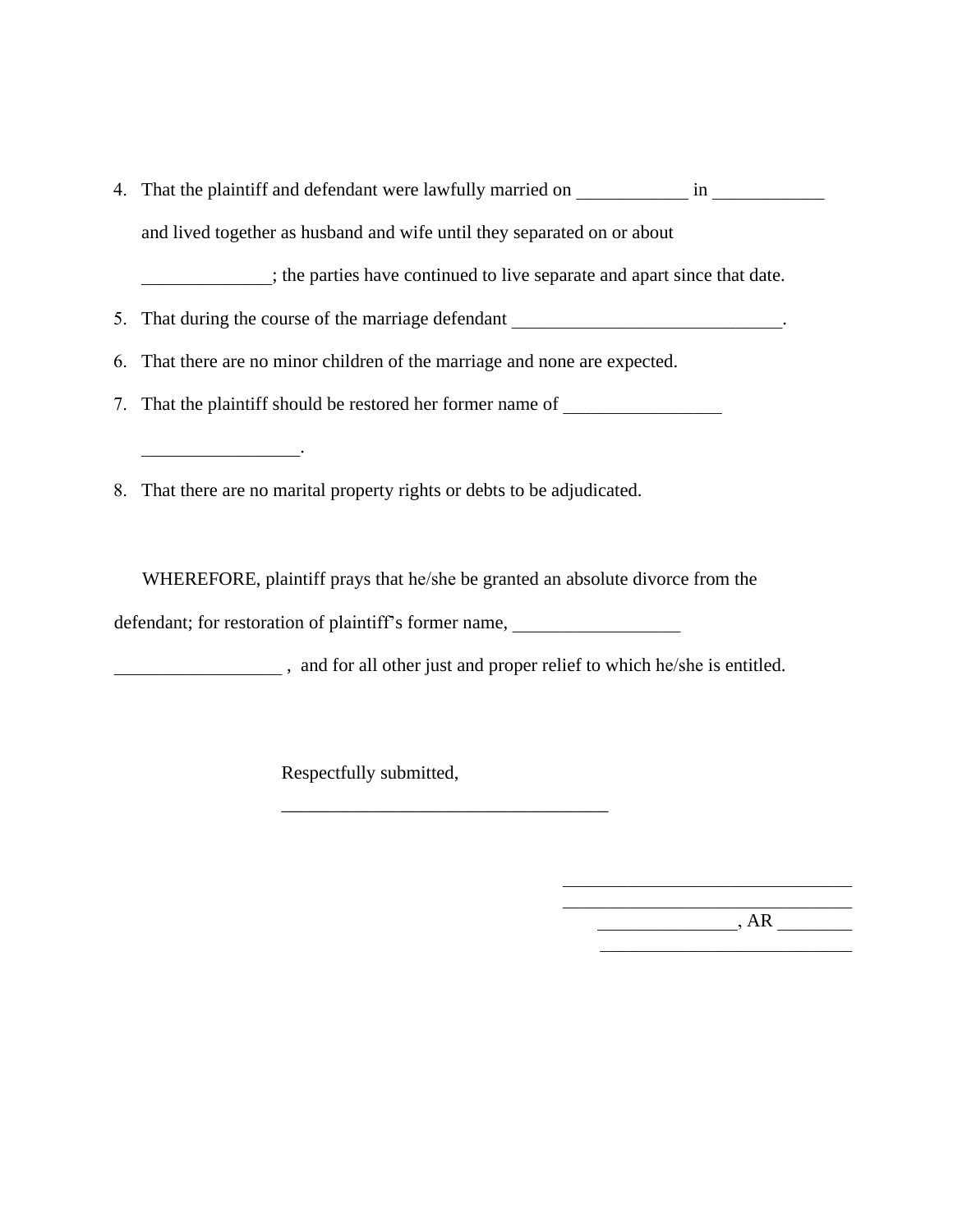4. That the plaintiff and defendant were lawfully married on ____________ in ____________ and lived together as husband and wife until they separated on or about ______________; the parties have continued to live separate and apart since that date.
5. That during the course of the marriage defendant _____________________________.
6. That there are no minor children of the marriage and none are expected.
7. That the plaintiff should be restored her former name of _________________ _________________.
8. That there are no marital property rights or debts to be adjudicated.

WHEREFORE, plaintiff prays that he/she be granted an absolute divorce from the defendant; for restoration of plaintiff's former name, __________________ __________________ , and for all other just and proper relief to which he/she is entitled.

Respectfully submitted,

____________________________________

________________________________
________________________________
_______________, AR ________
____________________________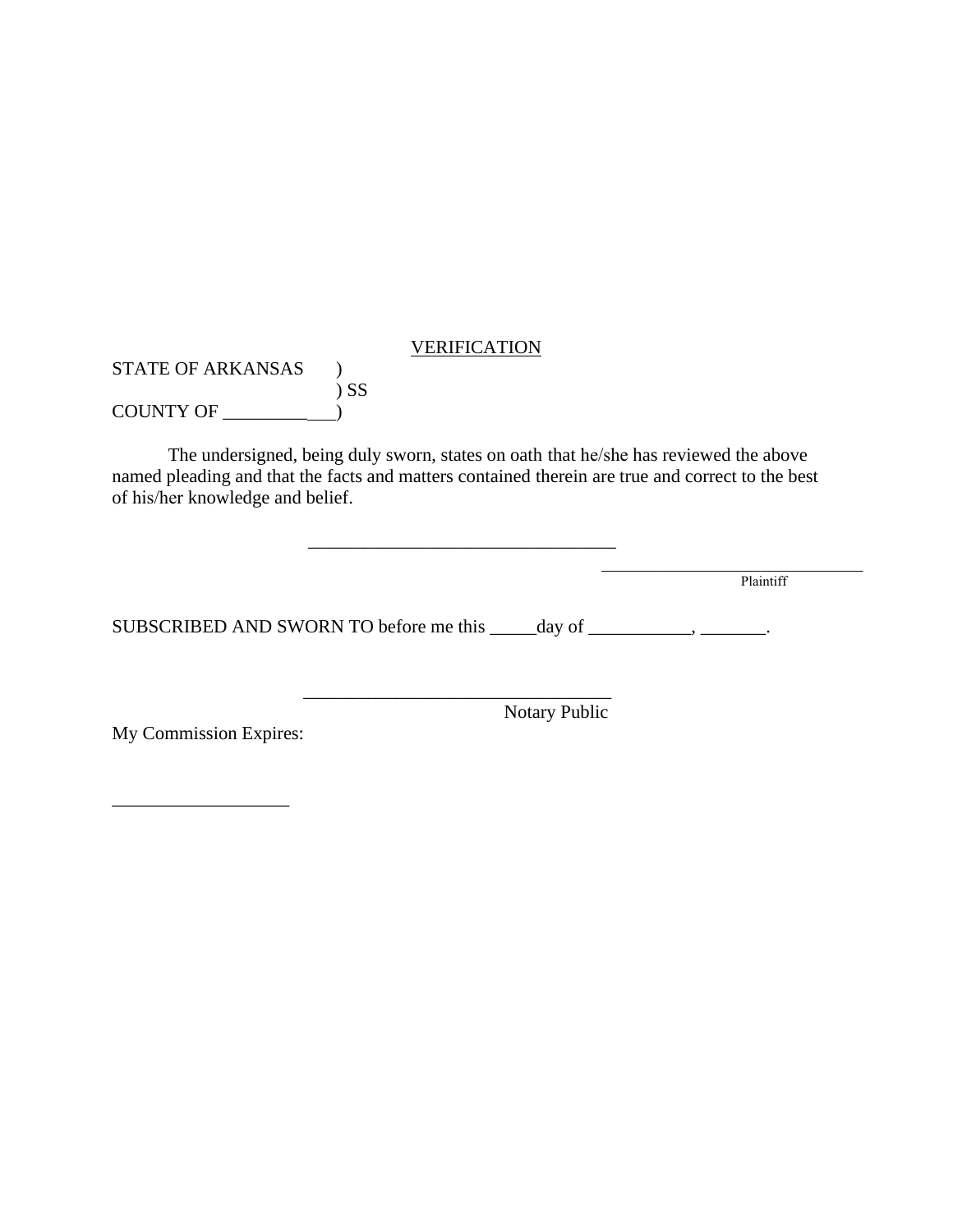VERIFICATION

STATE OF ARKANSAS )
) SS
COUNTY OF _________ )

The undersigned, being duly sworn, states on oath that he/she has reviewed the above named pleading and that the facts and matters contained therein are true and correct to the best of his/her knowledge and belief.

__________________________________

__________________________________
Plaintiff

SUBSCRIBED AND SWORN TO before me this _____day of ___________, _______.

__________________________________
Notary Public

My Commission Expires:

___________________